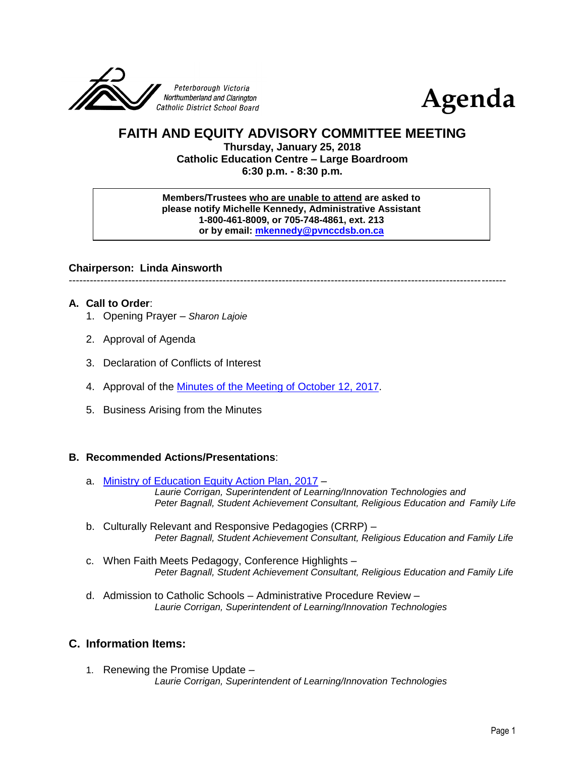Peterborough Victoria Northumberland and Clarington Catholic District School Board

# Agenda

## FAITH AND EQUITY ADVISORY COMMITTEE MEETING

**Thursday, January 25, 2018**
**Catholic Education Centre – Large Boardroom**
**6:30 p.m. - 8:30 p.m.**

> **Members/Trustees who are unable to attend are asked to please notify Michelle Kennedy, Administrative Assistant 1-800-461-8009, or 705-748-4861, ext. 213 or by email: mkennedy@pvnccdsb.on.ca**

**Chairperson: Linda Ainsworth**

---

### A. Call to Order:

1. Opening Prayer – *Sharon Lajoie*
2. Approval of Agenda
3. Declaration of Conflicts of Interest
4. Approval of the Minutes of the Meeting of October 12, 2017.
5. Business Arising from the Minutes

### B. Recommended Actions/Presentations:

a. Ministry of Education Equity Action Plan, 2017 –
*Laurie Corrigan, Superintendent of Learning/Innovation Technologies and Peter Bagnall, Student Achievement Consultant, Religious Education and Family Life*

b. Culturally Relevant and Responsive Pedagogies (CRRP) –
*Peter Bagnall, Student Achievement Consultant, Religious Education and Family Life*

c. When Faith Meets Pedagogy, Conference Highlights –
*Peter Bagnall, Student Achievement Consultant, Religious Education and Family Life*

d. Admission to Catholic Schools – Administrative Procedure Review –
*Laurie Corrigan, Superintendent of Learning/Innovation Technologies*

### C. Information Items:

1. Renewing the Promise Update –
*Laurie Corrigan, Superintendent of Learning/Innovation Technologies*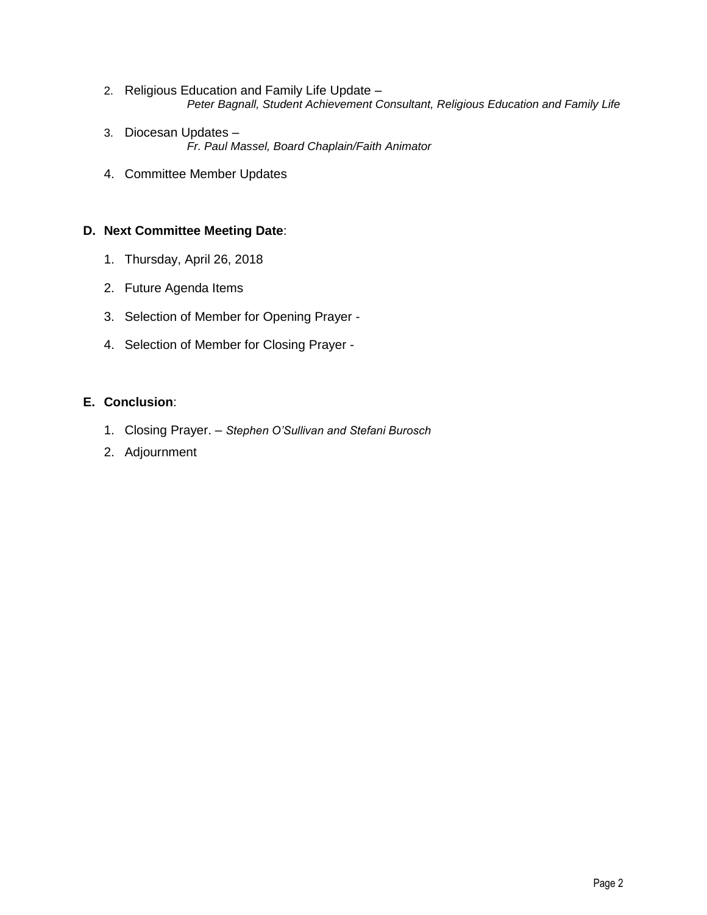2. Religious Education and Family Life Update –
   *Peter Bagnall, Student Achievement Consultant, Religious Education and Family Life*

3. Diocesan Updates –
   *Fr. Paul Massel, Board Chaplain/Faith Animator*

4. Committee Member Updates

**D. Next Committee Meeting Date**:

1. Thursday, April 26, 2018
2. Future Agenda Items
3. Selection of Member for Opening Prayer -
4. Selection of Member for Closing Prayer -

**E. Conclusion**:

1. Closing Prayer. – *Stephen O'Sullivan and Stefani Burosch*
2. Adjournment